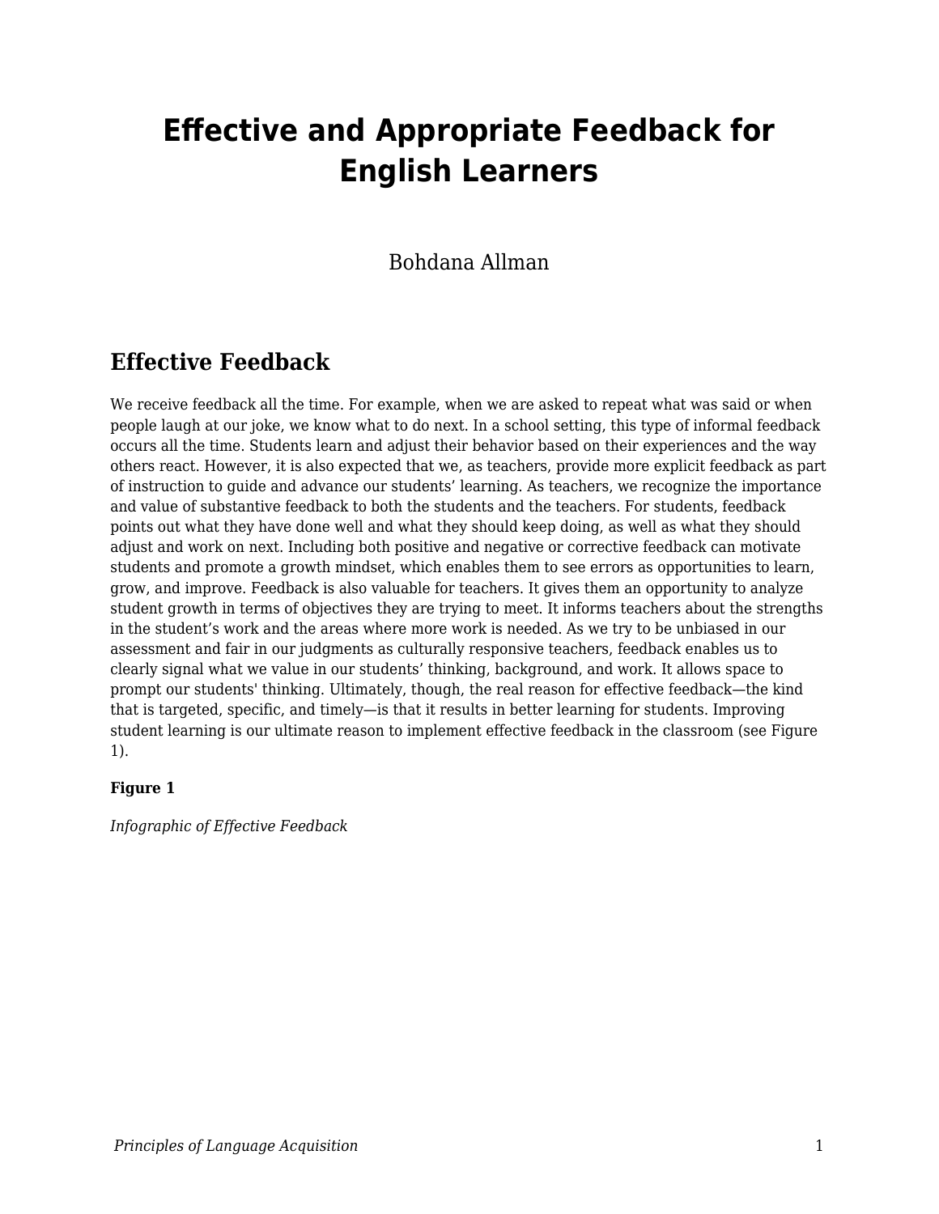# Effective and Appropriate Feedback for English Learners

Bohdana Allman

## Effective Feedback

We receive feedback all the time. For example, when we are asked to repeat what was said or when people laugh at our joke, we know what to do next. In a school setting, this type of informal feedback occurs all the time. Students learn and adjust their behavior based on their experiences and the way others react. However, it is also expected that we, as teachers, provide more explicit feedback as part of instruction to guide and advance our students' learning. As teachers, we recognize the importance and value of substantive feedback to both the students and the teachers. For students, feedback points out what they have done well and what they should keep doing, as well as what they should adjust and work on next. Including both positive and negative or corrective feedback can motivate students and promote a growth mindset, which enables them to see errors as opportunities to learn, grow, and improve. Feedback is also valuable for teachers. It gives them an opportunity to analyze student growth in terms of objectives they are trying to meet. It informs teachers about the strengths in the student's work and the areas where more work is needed. As we try to be unbiased in our assessment and fair in our judgments as culturally responsive teachers, feedback enables us to clearly signal what we value in our students' thinking, background, and work. It allows space to prompt our students' thinking. Ultimately, though, the real reason for effective feedback—the kind that is targeted, specific, and timely—is that it results in better learning for students. Improving student learning is our ultimate reason to implement effective feedback in the classroom (see Figure 1).

**Figure 1**

*Infographic of Effective Feedback*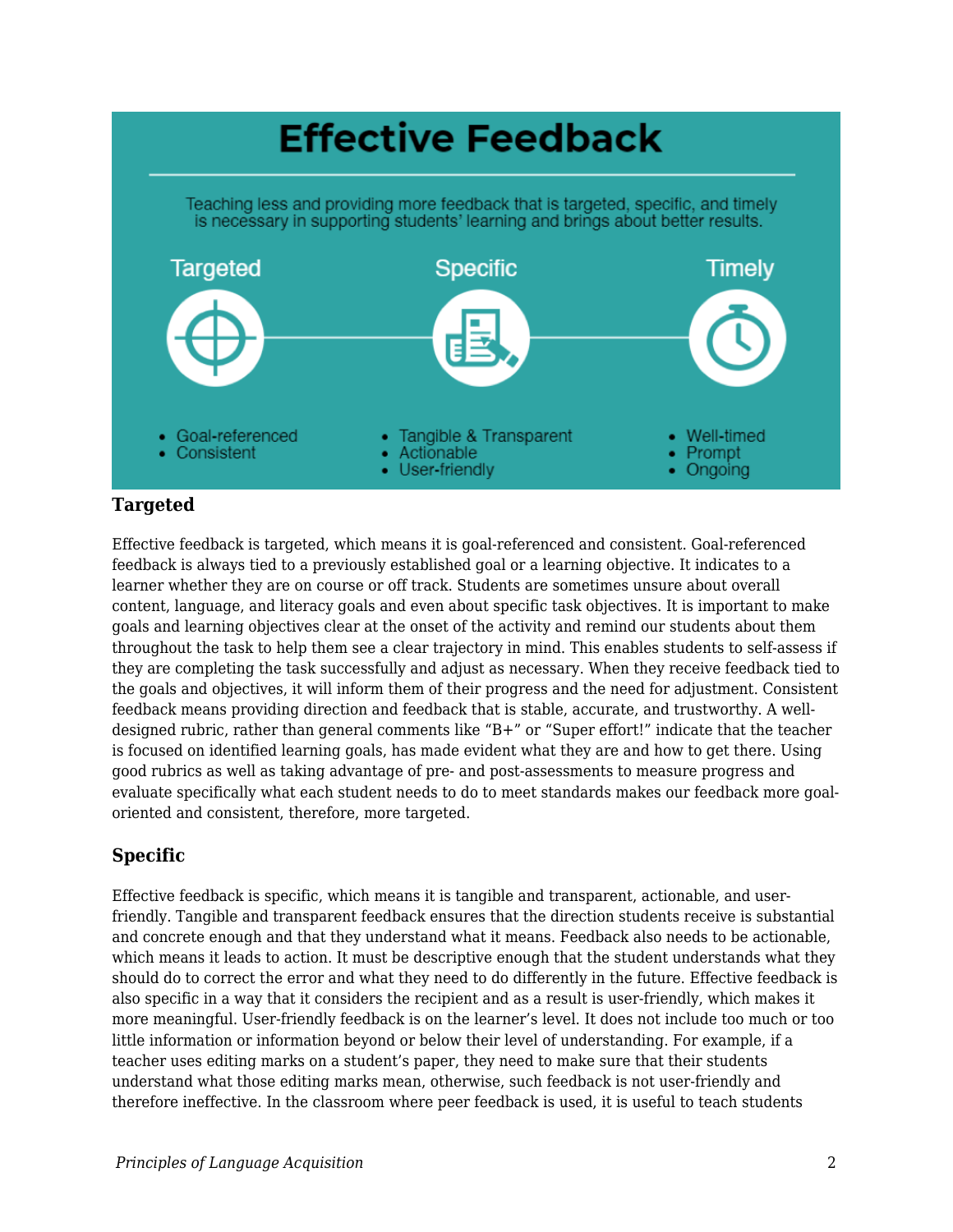# Effective Feedback

Teaching less and providing more feedback that is targeted, specific, and timely is necessary in supporting students' learning and brings about better results.

**Targeted**
- Goal-referenced
- Consistent

**Specific**
- Tangible & Transparent
- Actionable
- User-friendly

**Timely**
- Well-timed
- Prompt
- Ongoing

### Targeted

Effective feedback is targeted, which means it is goal-referenced and consistent. Goal-referenced feedback is always tied to a previously established goal or a learning objective. It indicates to a learner whether they are on course or off track. Students are sometimes unsure about overall content, language, and literacy goals and even about specific task objectives. It is important to make goals and learning objectives clear at the onset of the activity and remind our students about them throughout the task to help them see a clear trajectory in mind. This enables students to self-assess if they are completing the task successfully and adjust as necessary. When they receive feedback tied to the goals and objectives, it will inform them of their progress and the need for adjustment. Consistent feedback means providing direction and feedback that is stable, accurate, and trustworthy. A well-designed rubric, rather than general comments like "B+" or "Super effort!" indicate that the teacher is focused on identified learning goals, has made evident what they are and how to get there. Using good rubrics as well as taking advantage of pre- and post-assessments to measure progress and evaluate specifically what each student needs to do to meet standards makes our feedback more goal-oriented and consistent, therefore, more targeted.

### Specific

Effective feedback is specific, which means it is tangible and transparent, actionable, and user-friendly. Tangible and transparent feedback ensures that the direction students receive is substantial and concrete enough and that they understand what it means. Feedback also needs to be actionable, which means it leads to action. It must be descriptive enough that the student understands what they should do to correct the error and what they need to do differently in the future. Effective feedback is also specific in a way that it considers the recipient and as a result is user-friendly, which makes it more meaningful. User-friendly feedback is on the learner's level. It does not include too much or too little information or information beyond or below their level of understanding. For example, if a teacher uses editing marks on a student's paper, they need to make sure that their students understand what those editing marks mean, otherwise, such feedback is not user-friendly and therefore ineffective. In the classroom where peer feedback is used, it is useful to teach students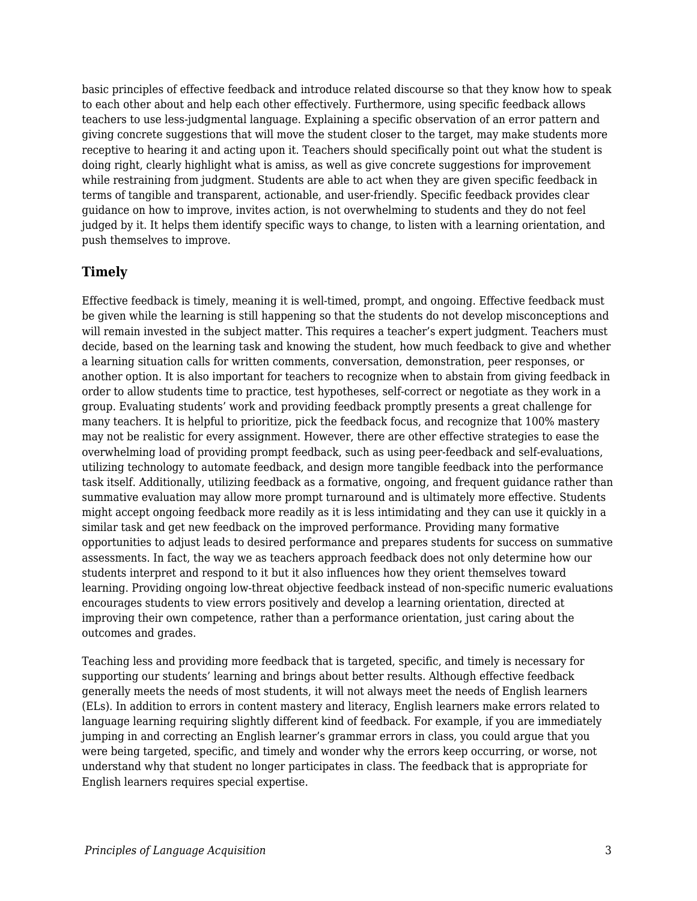basic principles of effective feedback and introduce related discourse so that they know how to speak to each other about and help each other effectively. Furthermore, using specific feedback allows teachers to use less-judgmental language. Explaining a specific observation of an error pattern and giving concrete suggestions that will move the student closer to the target, may make students more receptive to hearing it and acting upon it. Teachers should specifically point out what the student is doing right, clearly highlight what is amiss, as well as give concrete suggestions for improvement while restraining from judgment. Students are able to act when they are given specific feedback in terms of tangible and transparent, actionable, and user-friendly. Specific feedback provides clear guidance on how to improve, invites action, is not overwhelming to students and they do not feel judged by it. It helps them identify specific ways to change, to listen with a learning orientation, and push themselves to improve.

### Timely

Effective feedback is timely, meaning it is well-timed, prompt, and ongoing. Effective feedback must be given while the learning is still happening so that the students do not develop misconceptions and will remain invested in the subject matter. This requires a teacher's expert judgment. Teachers must decide, based on the learning task and knowing the student, how much feedback to give and whether a learning situation calls for written comments, conversation, demonstration, peer responses, or another option. It is also important for teachers to recognize when to abstain from giving feedback in order to allow students time to practice, test hypotheses, self-correct or negotiate as they work in a group. Evaluating students' work and providing feedback promptly presents a great challenge for many teachers. It is helpful to prioritize, pick the feedback focus, and recognize that 100% mastery may not be realistic for every assignment. However, there are other effective strategies to ease the overwhelming load of providing prompt feedback, such as using peer-feedback and self-evaluations, utilizing technology to automate feedback, and design more tangible feedback into the performance task itself. Additionally, utilizing feedback as a formative, ongoing, and frequent guidance rather than summative evaluation may allow more prompt turnaround and is ultimately more effective. Students might accept ongoing feedback more readily as it is less intimidating and they can use it quickly in a similar task and get new feedback on the improved performance. Providing many formative opportunities to adjust leads to desired performance and prepares students for success on summative assessments. In fact, the way we as teachers approach feedback does not only determine how our students interpret and respond to it but it also influences how they orient themselves toward learning. Providing ongoing low-threat objective feedback instead of non-specific numeric evaluations encourages students to view errors positively and develop a learning orientation, directed at improving their own competence, rather than a performance orientation, just caring about the outcomes and grades.

Teaching less and providing more feedback that is targeted, specific, and timely is necessary for supporting our students' learning and brings about better results. Although effective feedback generally meets the needs of most students, it will not always meet the needs of English learners (ELs). In addition to errors in content mastery and literacy, English learners make errors related to language learning requiring slightly different kind of feedback. For example, if you are immediately jumping in and correcting an English learner's grammar errors in class, you could argue that you were being targeted, specific, and timely and wonder why the errors keep occurring, or worse, not understand why that student no longer participates in class. The feedback that is appropriate for English learners requires special expertise.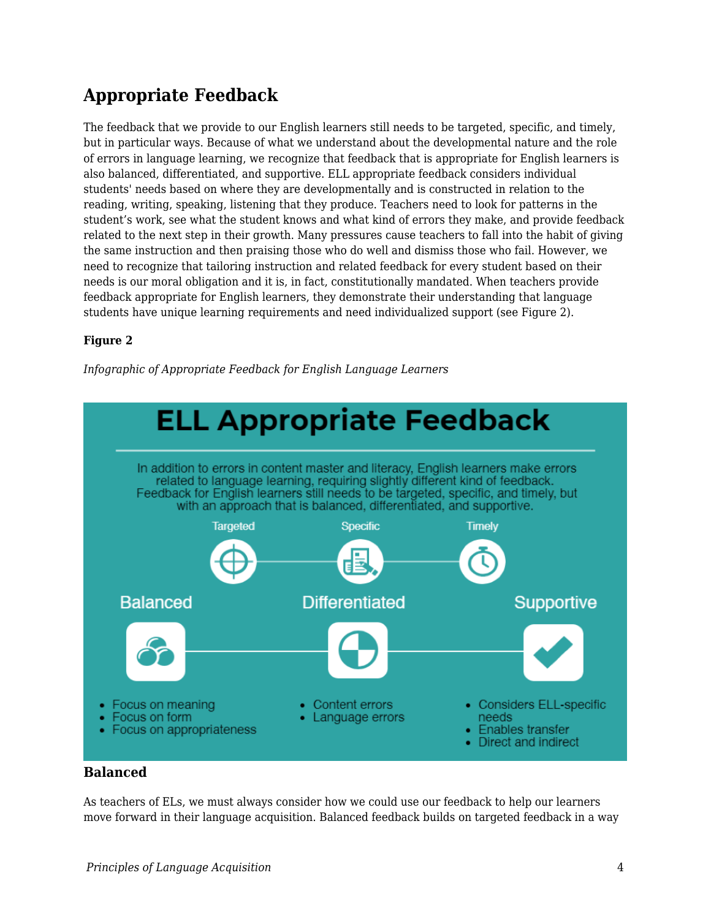## Appropriate Feedback

The feedback that we provide to our English learners still needs to be targeted, specific, and timely, but in particular ways. Because of what we understand about the developmental nature and the role of errors in language learning, we recognize that feedback that is appropriate for English learners is also balanced, differentiated, and supportive. ELL appropriate feedback considers individual students' needs based on where they are developmentally and is constructed in relation to the reading, writing, speaking, listening that they produce. Teachers need to look for patterns in the student's work, see what the student knows and what kind of errors they make, and provide feedback related to the next step in their growth. Many pressures cause teachers to fall into the habit of giving the same instruction and then praising those who do well and dismiss those who fail. However, we need to recognize that tailoring instruction and related feedback for every student based on their needs is our moral obligation and it is, in fact, constitutionally mandated. When teachers provide feedback appropriate for English learners, they demonstrate their understanding that language students have unique learning requirements and need individualized support (see Figure 2).

**Figure 2**

*Infographic of Appropriate Feedback for English Language Learners*

**ELL Appropriate Feedback**

In addition to errors in content master and literacy, English learners make errors related to language learning, requiring slightly different kind of feedback. Feedback for English learners still needs to be targeted, specific, and timely, but with an approach that is balanced, differentiated, and supportive.

Targeted — Specific — Timely

**Balanced**
- Focus on meaning
- Focus on form
- Focus on appropriateness

**Differentiated**
- Content errors
- Language errors

**Supportive**
- Considers ELL-specific needs
- Enables transfer
- Direct and indirect

### Balanced

As teachers of ELs, we must always consider how we could use our feedback to help our learners move forward in their language acquisition. Balanced feedback builds on targeted feedback in a way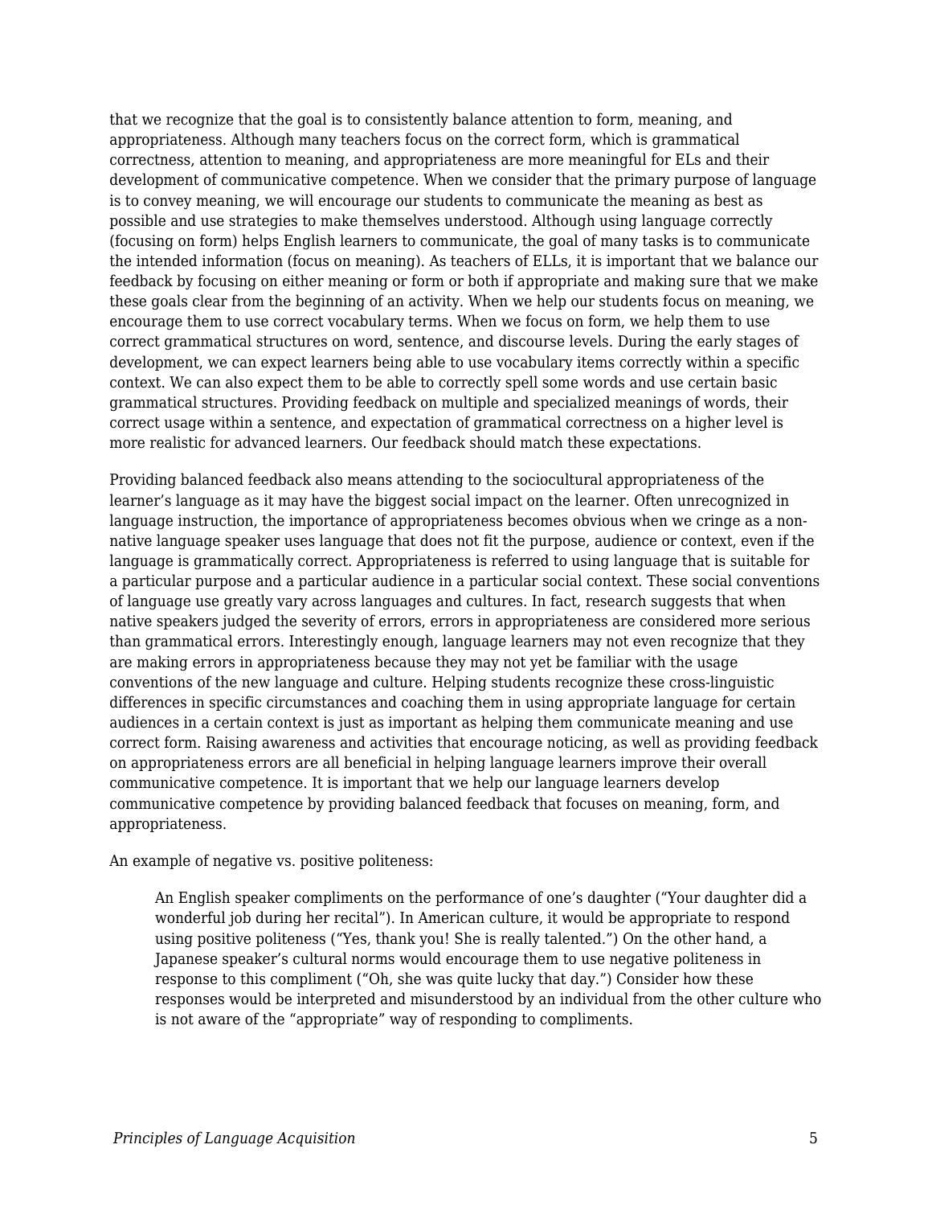that we recognize that the goal is to consistently balance attention to form, meaning, and appropriateness. Although many teachers focus on the correct form, which is grammatical correctness, attention to meaning, and appropriateness are more meaningful for ELs and their development of communicative competence. When we consider that the primary purpose of language is to convey meaning, we will encourage our students to communicate the meaning as best as possible and use strategies to make themselves understood. Although using language correctly (focusing on form) helps English learners to communicate, the goal of many tasks is to communicate the intended information (focus on meaning). As teachers of ELLs, it is important that we balance our feedback by focusing on either meaning or form or both if appropriate and making sure that we make these goals clear from the beginning of an activity. When we help our students focus on meaning, we encourage them to use correct vocabulary terms. When we focus on form, we help them to use correct grammatical structures on word, sentence, and discourse levels. During the early stages of development, we can expect learners being able to use vocabulary items correctly within a specific context. We can also expect them to be able to correctly spell some words and use certain basic grammatical structures. Providing feedback on multiple and specialized meanings of words, their correct usage within a sentence, and expectation of grammatical correctness on a higher level is more realistic for advanced learners. Our feedback should match these expectations.

Providing balanced feedback also means attending to the sociocultural appropriateness of the learner's language as it may have the biggest social impact on the learner. Often unrecognized in language instruction, the importance of appropriateness becomes obvious when we cringe as a non-native language speaker uses language that does not fit the purpose, audience or context, even if the language is grammatically correct. Appropriateness is referred to using language that is suitable for a particular purpose and a particular audience in a particular social context. These social conventions of language use greatly vary across languages and cultures. In fact, research suggests that when native speakers judged the severity of errors, errors in appropriateness are considered more serious than grammatical errors. Interestingly enough, language learners may not even recognize that they are making errors in appropriateness because they may not yet be familiar with the usage conventions of the new language and culture. Helping students recognize these cross-linguistic differences in specific circumstances and coaching them in using appropriate language for certain audiences in a certain context is just as important as helping them communicate meaning and use correct form. Raising awareness and activities that encourage noticing, as well as providing feedback on appropriateness errors are all beneficial in helping language learners improve their overall communicative competence. It is important that we help our language learners develop communicative competence by providing balanced feedback that focuses on meaning, form, and appropriateness.

An example of negative vs. positive politeness:

> An English speaker compliments on the performance of one's daughter ("Your daughter did a wonderful job during her recital"). In American culture, it would be appropriate to respond using positive politeness ("Yes, thank you! She is really talented.") On the other hand, a Japanese speaker's cultural norms would encourage them to use negative politeness in response to this compliment ("Oh, she was quite lucky that day.") Consider how these responses would be interpreted and misunderstood by an individual from the other culture who is not aware of the "appropriate" way of responding to compliments.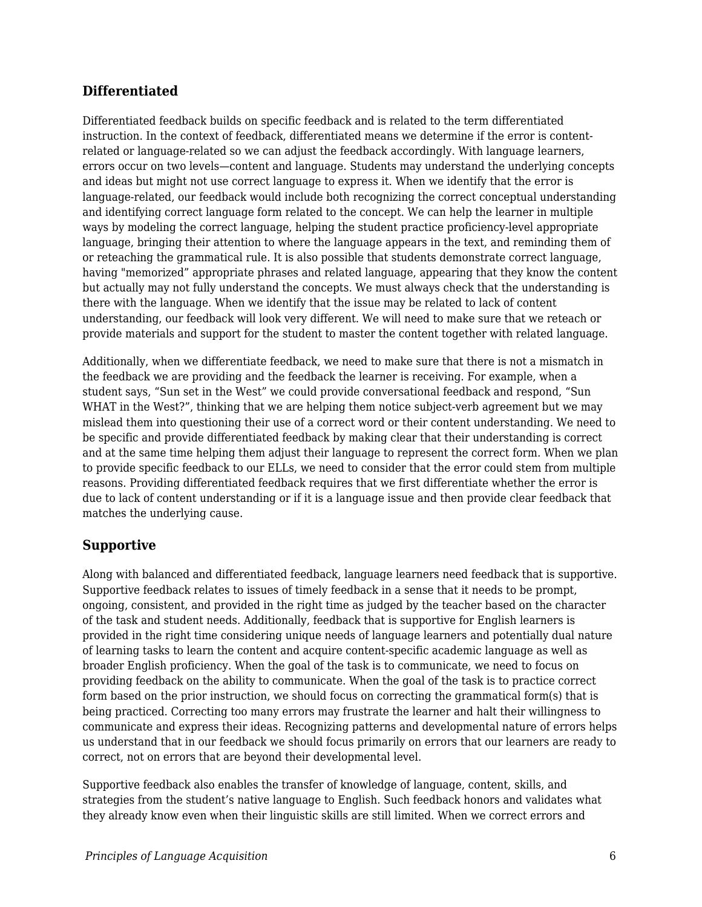### Differentiated

Differentiated feedback builds on specific feedback and is related to the term differentiated instruction. In the context of feedback, differentiated means we determine if the error is content-related or language-related so we can adjust the feedback accordingly. With language learners, errors occur on two levels—content and language. Students may understand the underlying concepts and ideas but might not use correct language to express it. When we identify that the error is language-related, our feedback would include both recognizing the correct conceptual understanding and identifying correct language form related to the concept. We can help the learner in multiple ways by modeling the correct language, helping the student practice proficiency-level appropriate language, bringing their attention to where the language appears in the text, and reminding them of or reteaching the grammatical rule. It is also possible that students demonstrate correct language, having "memorized" appropriate phrases and related language, appearing that they know the content but actually may not fully understand the concepts. We must always check that the understanding is there with the language. When we identify that the issue may be related to lack of content understanding, our feedback will look very different. We will need to make sure that we reteach or provide materials and support for the student to master the content together with related language.

Additionally, when we differentiate feedback, we need to make sure that there is not a mismatch in the feedback we are providing and the feedback the learner is receiving. For example, when a student says, "Sun set in the West" we could provide conversational feedback and respond, "Sun WHAT in the West?", thinking that we are helping them notice subject-verb agreement but we may mislead them into questioning their use of a correct word or their content understanding. We need to be specific and provide differentiated feedback by making clear that their understanding is correct and at the same time helping them adjust their language to represent the correct form. When we plan to provide specific feedback to our ELLs, we need to consider that the error could stem from multiple reasons. Providing differentiated feedback requires that we first differentiate whether the error is due to lack of content understanding or if it is a language issue and then provide clear feedback that matches the underlying cause.

### Supportive

Along with balanced and differentiated feedback, language learners need feedback that is supportive. Supportive feedback relates to issues of timely feedback in a sense that it needs to be prompt, ongoing, consistent, and provided in the right time as judged by the teacher based on the character of the task and student needs. Additionally, feedback that is supportive for English learners is provided in the right time considering unique needs of language learners and potentially dual nature of learning tasks to learn the content and acquire content-specific academic language as well as broader English proficiency. When the goal of the task is to communicate, we need to focus on providing feedback on the ability to communicate. When the goal of the task is to practice correct form based on the prior instruction, we should focus on correcting the grammatical form(s) that is being practiced. Correcting too many errors may frustrate the learner and halt their willingness to communicate and express their ideas. Recognizing patterns and developmental nature of errors helps us understand that in our feedback we should focus primarily on errors that our learners are ready to correct, not on errors that are beyond their developmental level.

Supportive feedback also enables the transfer of knowledge of language, content, skills, and strategies from the student's native language to English. Such feedback honors and validates what they already know even when their linguistic skills are still limited. When we correct errors and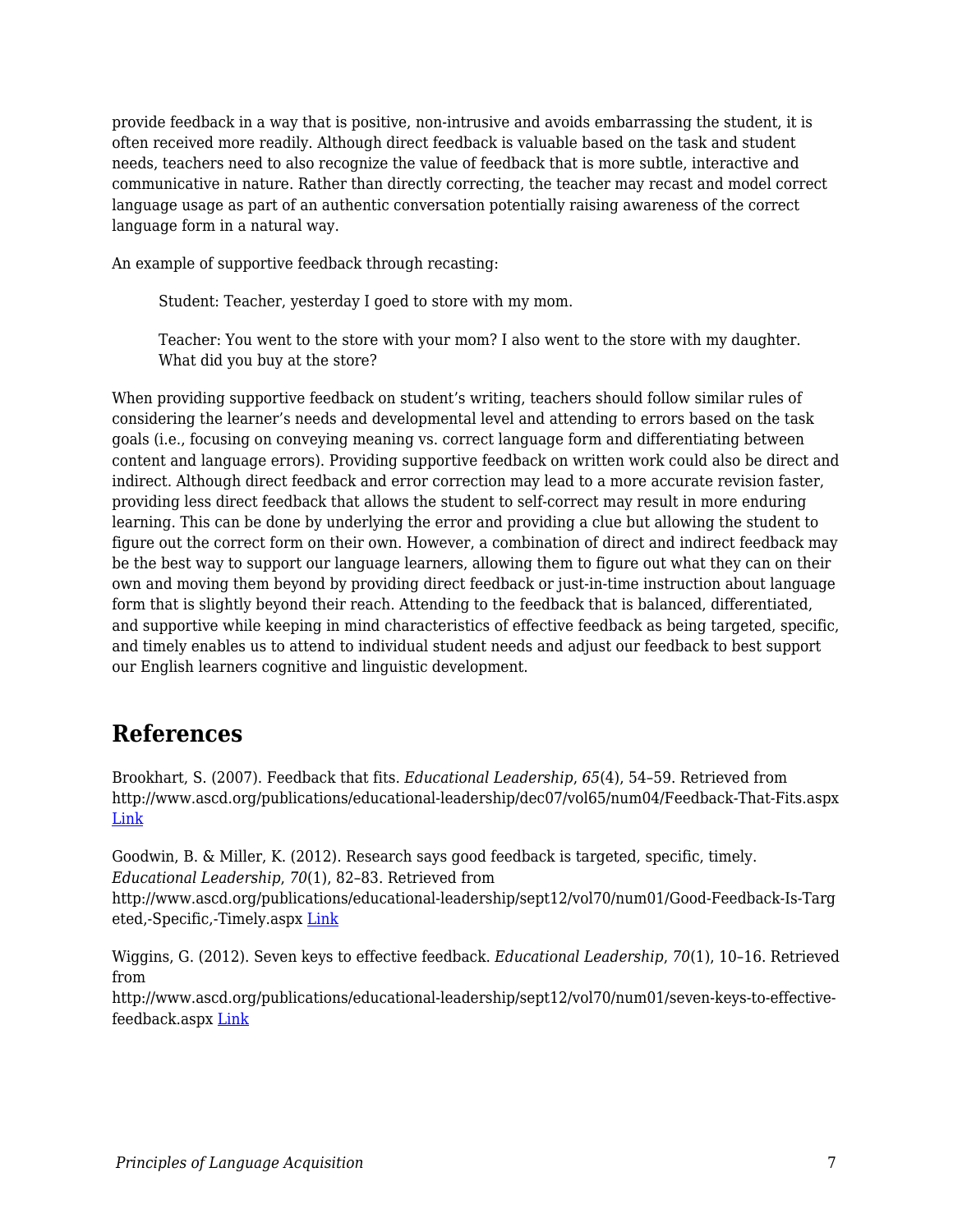provide feedback in a way that is positive, non-intrusive and avoids embarrassing the student, it is often received more readily. Although direct feedback is valuable based on the task and student needs, teachers need to also recognize the value of feedback that is more subtle, interactive and communicative in nature. Rather than directly correcting, the teacher may recast and model correct language usage as part of an authentic conversation potentially raising awareness of the correct language form in a natural way.

An example of supportive feedback through recasting:

> Student: Teacher, yesterday I goed to store with my mom.
>
> Teacher: You went to the store with your mom? I also went to the store with my daughter. What did you buy at the store?

When providing supportive feedback on student's writing, teachers should follow similar rules of considering the learner's needs and developmental level and attending to errors based on the task goals (i.e., focusing on conveying meaning vs. correct language form and differentiating between content and language errors). Providing supportive feedback on written work could also be direct and indirect. Although direct feedback and error correction may lead to a more accurate revision faster, providing less direct feedback that allows the student to self-correct may result in more enduring learning. This can be done by underlying the error and providing a clue but allowing the student to figure out the correct form on their own. However, a combination of direct and indirect feedback may be the best way to support our language learners, allowing them to figure out what they can on their own and moving them beyond by providing direct feedback or just-in-time instruction about language form that is slightly beyond their reach. Attending to the feedback that is balanced, differentiated, and supportive while keeping in mind characteristics of effective feedback as being targeted, specific, and timely enables us to attend to individual student needs and adjust our feedback to best support our English learners cognitive and linguistic development.

## References

Brookhart, S. (2007). Feedback that fits. *Educational Leadership*, *65*(4), 54–59. Retrieved from http://www.ascd.org/publications/educational-leadership/dec07/vol65/num04/Feedback-That-Fits.aspx [Link]

Goodwin, B. & Miller, K. (2012). Research says good feedback is targeted, specific, timely. *Educational Leadership*, *70*(1), 82–83. Retrieved from http://www.ascd.org/publications/educational-leadership/sept12/vol70/num01/Good-Feedback-Is-Targeted,-Specific,-Timely.aspx [Link]

Wiggins, G. (2012). Seven keys to effective feedback. *Educational Leadership*, *70*(1), 10–16. Retrieved from http://www.ascd.org/publications/educational-leadership/sept12/vol70/num01/seven-keys-to-effective-feedback.aspx [Link]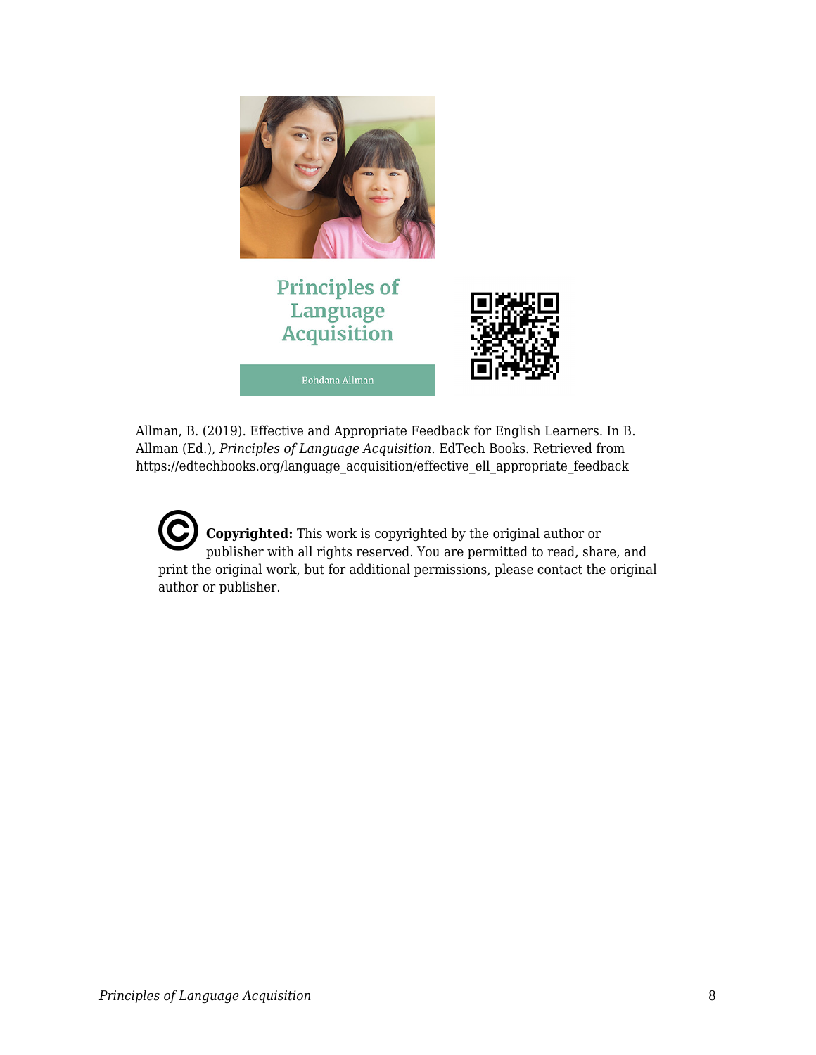Principles of Language Acquisition

Bohdana Allman

Allman, B. (2019). Effective and Appropriate Feedback for English Learners. In B. Allman (Ed.), *Principles of Language Acquisition*. EdTech Books. Retrieved from https://edtechbooks.org/language_acquisition/effective_ell_appropriate_feedback

**Copyrighted:** This work is copyrighted by the original author or publisher with all rights reserved. You are permitted to read, share, and print the original work, but for additional permissions, please contact the original author or publisher.